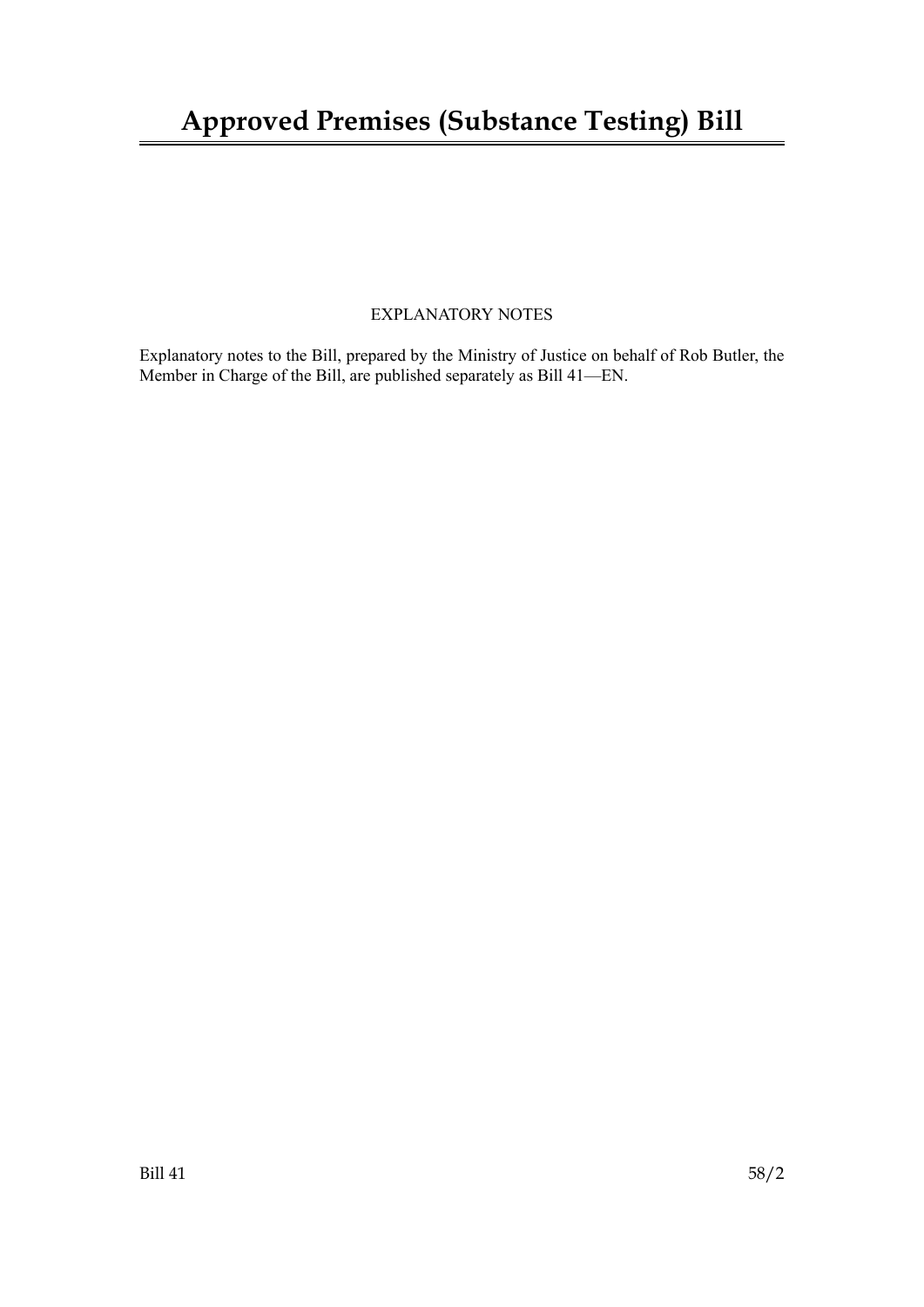# Approved Premises (Substance Testing) Bill

EXPLANATORY NOTES

Explanatory notes to the Bill, prepared by the Ministry of Justice on behalf of Rob Butler, the Member in Charge of the Bill, are published separately as Bill 41—EN.

Bill 41 58/2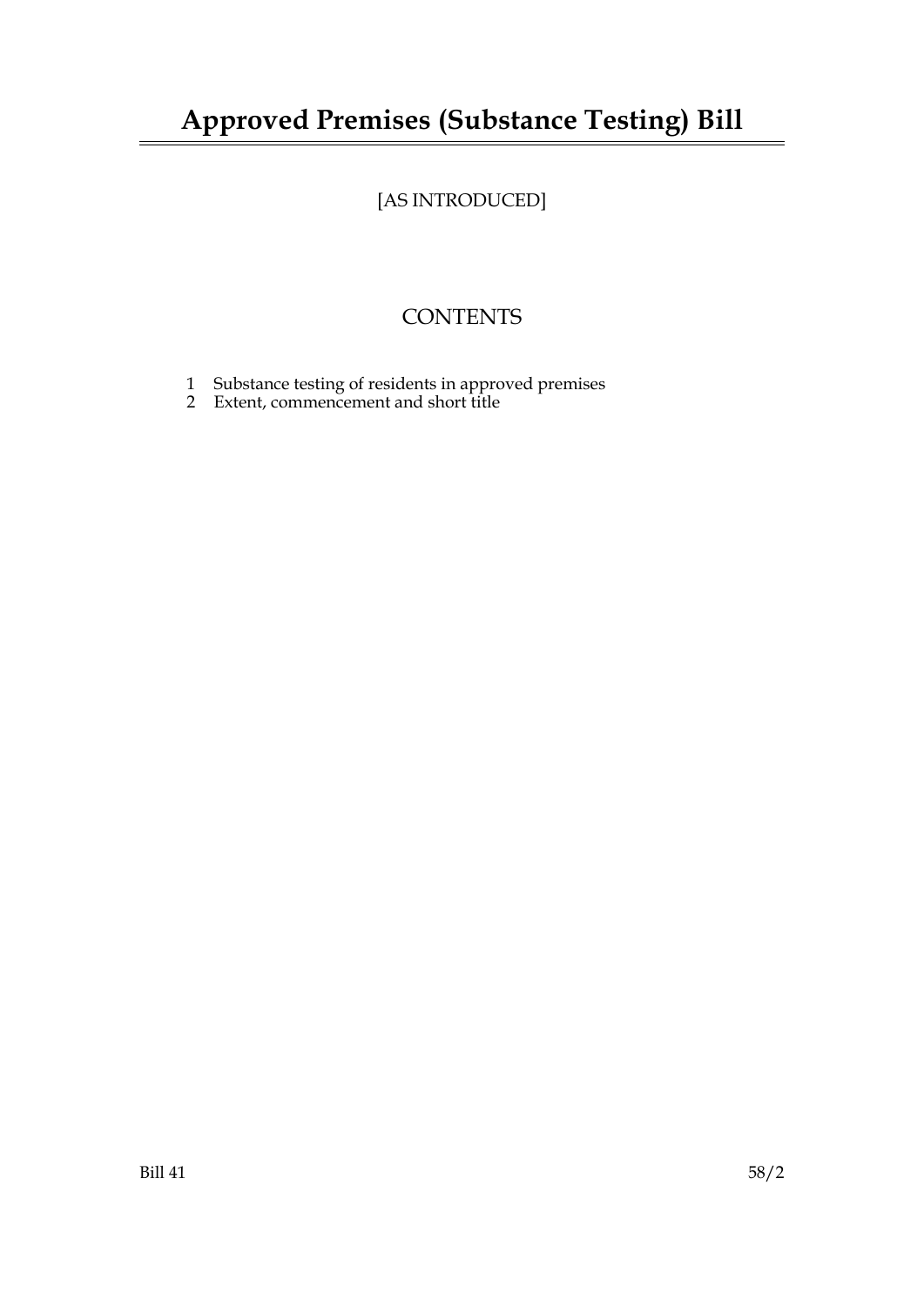# Approved Premises (Substance Testing) Bill

[AS INTRODUCED]

## CONTENTS

1 Substance testing of residents in approved premises
2 Extent, commencement and short title

Bill 41 58/2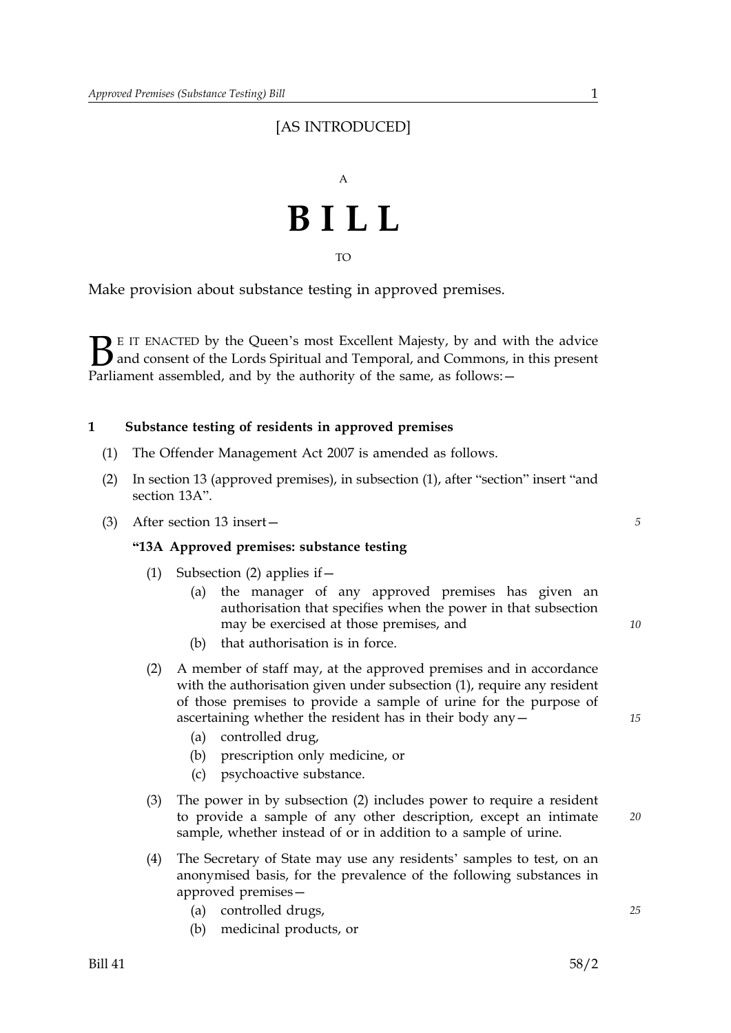[AS INTRODUCED]

A

# BILL

TO

Make provision about substance testing in approved premises.

BE IT ENACTED by the Queen's most Excellent Majesty, by and with the advice and consent of the Lords Spiritual and Temporal, and Commons, in this present Parliament assembled, and by the authority of the same, as follows:—

**1 Substance testing of residents in approved premises**

(1) The Offender Management Act 2007 is amended as follows.

(2) In section 13 (approved premises), in subsection (1), after "section" insert "and section 13A".

(3) After section 13 insert—

**"13A Approved premises: substance testing**

(1) Subsection (2) applies if—

(a) the manager of any approved premises has given an authorisation that specifies when the power in that subsection may be exercised at those premises, and

(b) that authorisation is in force.

(2) A member of staff may, at the approved premises and in accordance with the authorisation given under subsection (1), require any resident of those premises to provide a sample of urine for the purpose of ascertaining whether the resident has in their body any—

(a) controlled drug,

(b) prescription only medicine, or

(c) psychoactive substance.

(3) The power in by subsection (2) includes power to require a resident to provide a sample of any other description, except an intimate sample, whether instead of or in addition to a sample of urine.

(4) The Secretary of State may use any residents' samples to test, on an anonymised basis, for the prevalence of the following substances in approved premises—

(a) controlled drugs,

(b) medicinal products, or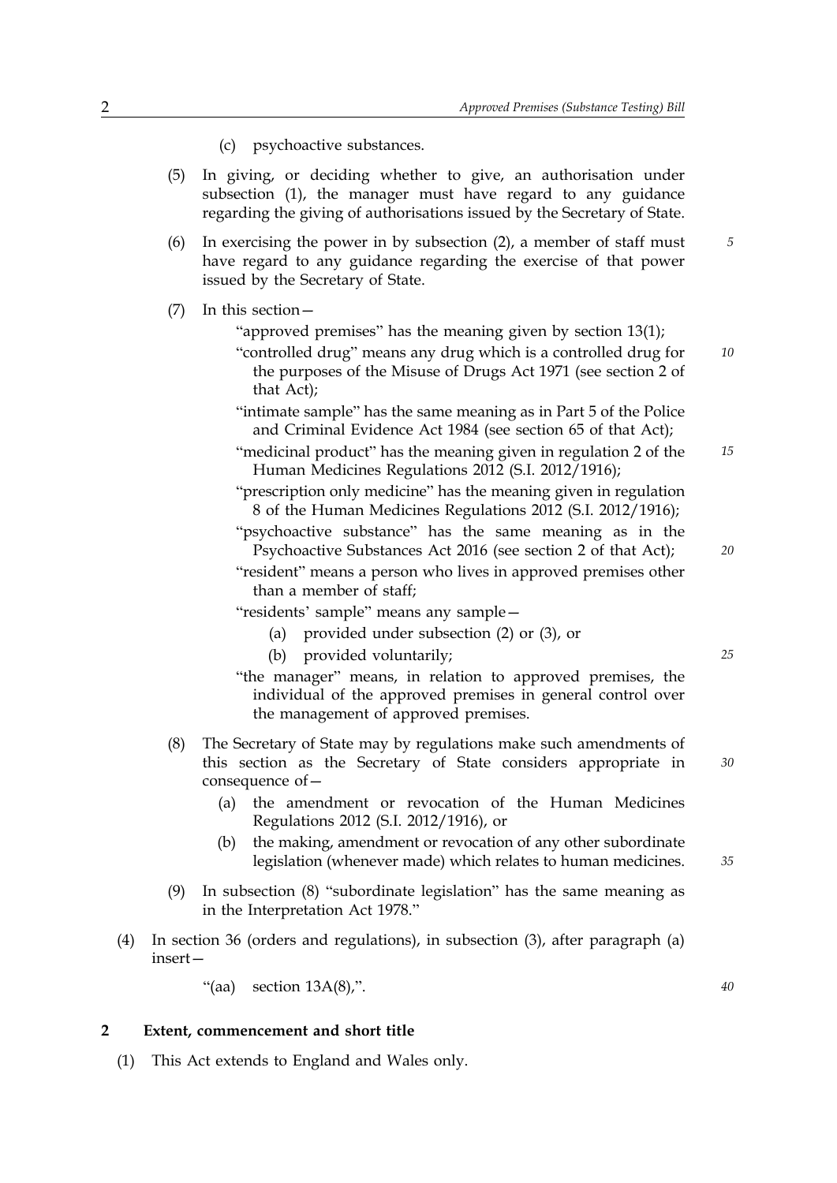(c) psychoactive substances.

(5) In giving, or deciding whether to give, an authorisation under subsection (1), the manager must have regard to any guidance regarding the giving of authorisations issued by the Secretary of State.

(6) In exercising the power in by subsection (2), a member of staff must have regard to any guidance regarding the exercise of that power issued by the Secretary of State.

(7) In this section—

"approved premises" has the meaning given by section 13(1);

"controlled drug" means any drug which is a controlled drug for the purposes of the Misuse of Drugs Act 1971 (see section 2 of that Act);

"intimate sample" has the same meaning as in Part 5 of the Police and Criminal Evidence Act 1984 (see section 65 of that Act);

"medicinal product" has the meaning given in regulation 2 of the Human Medicines Regulations 2012 (S.I. 2012/1916);

"prescription only medicine" has the meaning given in regulation 8 of the Human Medicines Regulations 2012 (S.I. 2012/1916);

"psychoactive substance" has the same meaning as in the Psychoactive Substances Act 2016 (see section 2 of that Act);

"resident" means a person who lives in approved premises other than a member of staff;

"residents' sample" means any sample—

(a) provided under subsection (2) or (3), or

(b) provided voluntarily;

"the manager" means, in relation to approved premises, the individual of the approved premises in general control over the management of approved premises.

(8) The Secretary of State may by regulations make such amendments of this section as the Secretary of State considers appropriate in consequence of—

(a) the amendment or revocation of the Human Medicines Regulations 2012 (S.I. 2012/1916), or

(b) the making, amendment or revocation of any other subordinate legislation (whenever made) which relates to human medicines.

(9) In subsection (8) "subordinate legislation" has the same meaning as in the Interpretation Act 1978."

(4) In section 36 (orders and regulations), in subsection (3), after paragraph (a) insert—

"(aa) section 13A(8),".

**2 Extent, commencement and short title**

(1) This Act extends to England and Wales only.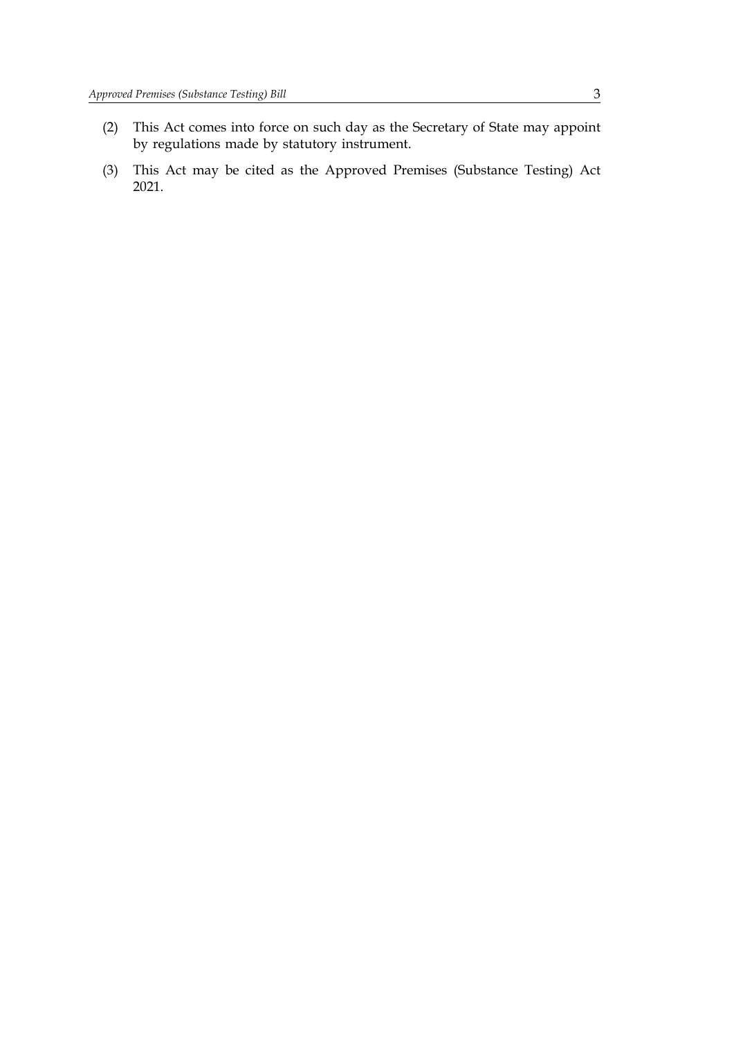(2) This Act comes into force on such day as the Secretary of State may appoint by regulations made by statutory instrument.

(3) This Act may be cited as the Approved Premises (Substance Testing) Act 2021.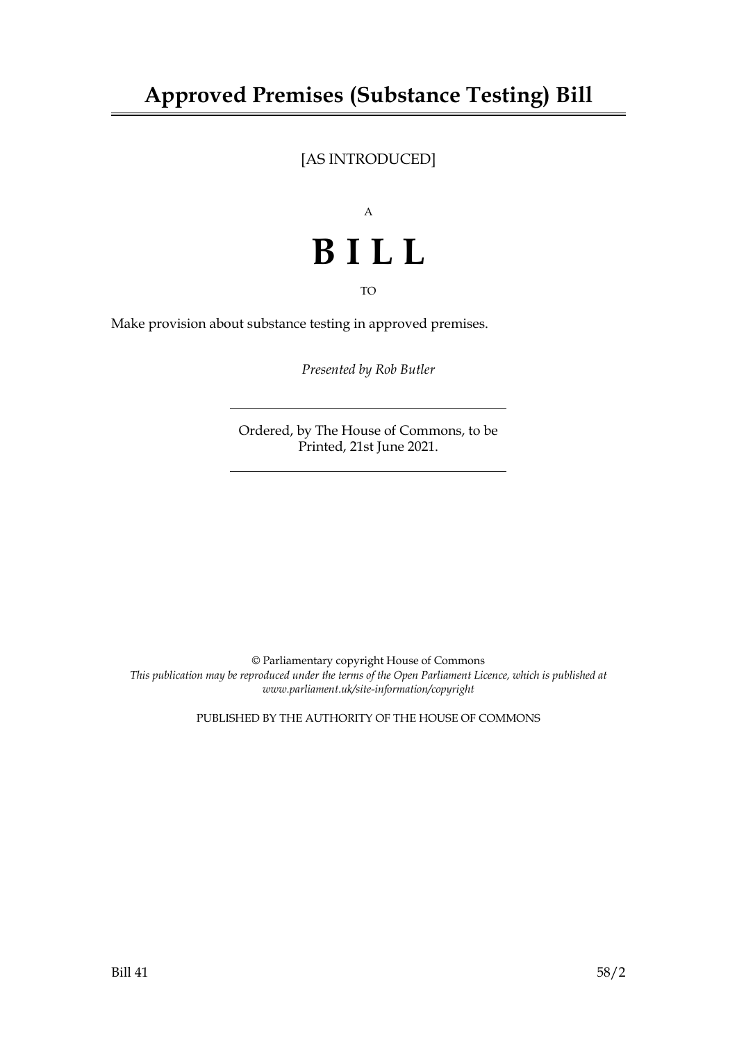# Approved Premises (Substance Testing) Bill

[AS INTRODUCED]

A

# B I L L

TO

Make provision about substance testing in approved premises.

*Presented by Rob Butler*

Ordered, by The House of Commons, to be Printed, 21st June 2021.

© Parliamentary copyright House of Commons
*This publication may be reproduced under the terms of the Open Parliament Licence, which is published at www.parliament.uk/site-information/copyright*

PUBLISHED BY THE AUTHORITY OF THE HOUSE OF COMMONS

Bill 41 58/2